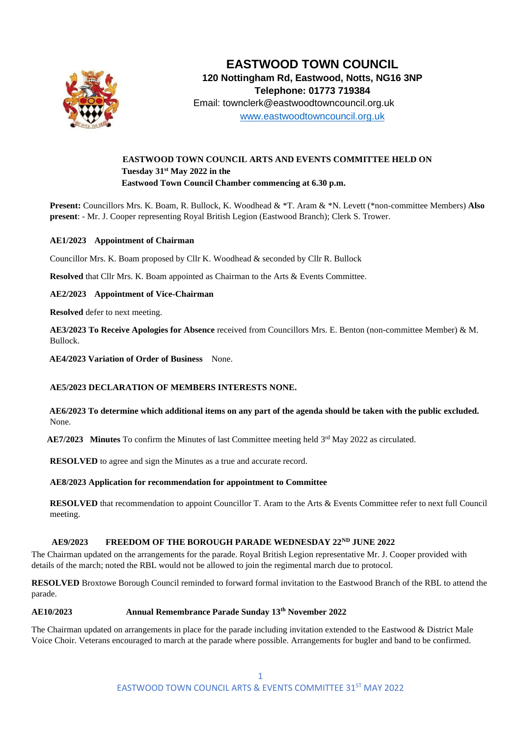# EASTWOOD TOWN COUNCIL

**120 Nottingham Rd, Eastwood, Notts, NG16 3NP**
**Telephone: 01773 719384**
Email: townclerk@eastwoodtowncouncil.org.uk
www.eastwoodtowncouncil.org.uk

**EASTWOOD TOWN COUNCIL ARTS AND EVENTS COMMITTEE HELD ON Tuesday 31st May 2022 in the Eastwood Town Council Chamber commencing at 6.30 p.m.**

**Present:** Councillors Mrs. K. Boam, R. Bullock, K. Woodhead & *T. Aram & *N. Levett (*non-committee Members) **Also present**: - Mr. J. Cooper representing Royal British Legion (Eastwood Branch); Clerk S. Trower.

**AE1/2023 Appointment of Chairman**

Councillor Mrs. K. Boam proposed by Cllr K. Woodhead & seconded by Cllr R. Bullock

**Resolved** that Cllr Mrs. K. Boam appointed as Chairman to the Arts & Events Committee.

**AE2/2023 Appointment of Vice-Chairman**

**Resolved** defer to next meeting.

**AE3/2023 To Receive Apologies for Absence** received from Councillors Mrs. E. Benton (non-committee Member) & M. Bullock.

**AE4/2023 Variation of Order of Business** None.

**AE5/2023 DECLARATION OF MEMBERS INTERESTS NONE.**

**AE6/2023 To determine which additional items on any part of the agenda should be taken with the public excluded.** None.

**AE7/2023 Minutes** To confirm the Minutes of last Committee meeting held 3rd May 2022 as circulated.

**RESOLVED** to agree and sign the Minutes as a true and accurate record.

**AE8/2023 Application for recommendation for appointment to Committee**

**RESOLVED** that recommendation to appoint Councillor T. Aram to the Arts & Events Committee refer to next full Council meeting.

**AE9/2023 FREEDOM OF THE BOROUGH PARADE WEDNESDAY 22ND JUNE 2022**

The Chairman updated on the arrangements for the parade. Royal British Legion representative Mr. J. Cooper provided with details of the march; noted the RBL would not be allowed to join the regimental march due to protocol.

**RESOLVED** Broxtowe Borough Council reminded to forward formal invitation to the Eastwood Branch of the RBL to attend the parade.

**AE10/2023 Annual Remembrance Parade Sunday 13th November 2022**

The Chairman updated on arrangements in place for the parade including invitation extended to the Eastwood & District Male Voice Choir. Veterans encouraged to march at the parade where possible. Arrangements for bugler and band to be confirmed.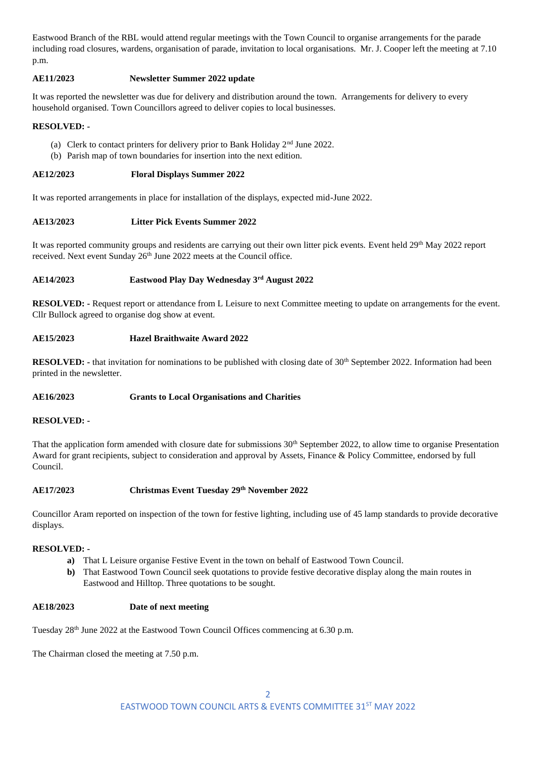Eastwood Branch of the RBL would attend regular meetings with the Town Council to organise arrangements for the parade including road closures, wardens, organisation of parade, invitation to local organisations. Mr. J. Cooper left the meeting at 7.10 p.m.

**AE11/2023 Newsletter Summer 2022 update**

It was reported the newsletter was due for delivery and distribution around the town. Arrangements for delivery to every household organised. Town Councillors agreed to deliver copies to local businesses.

**RESOLVED: -**

(a) Clerk to contact printers for delivery prior to Bank Holiday 2nd June 2022.
(b) Parish map of town boundaries for insertion into the next edition.

**AE12/2023 Floral Displays Summer 2022**

It was reported arrangements in place for installation of the displays, expected mid-June 2022.

**AE13/2023 Litter Pick Events Summer 2022**

It was reported community groups and residents are carrying out their own litter pick events. Event held 29th May 2022 report received. Next event Sunday 26th June 2022 meets at the Council office.

**AE14/2023 Eastwood Play Day Wednesday 3rd August 2022**

**RESOLVED: -** Request report or attendance from L Leisure to next Committee meeting to update on arrangements for the event. Cllr Bullock agreed to organise dog show at event.

**AE15/2023 Hazel Braithwaite Award 2022**

**RESOLVED: -** that invitation for nominations to be published with closing date of 30th September 2022. Information had been printed in the newsletter.

**AE16/2023 Grants to Local Organisations and Charities**

**RESOLVED: -**

That the application form amended with closure date for submissions 30th September 2022, to allow time to organise Presentation Award for grant recipients, subject to consideration and approval by Assets, Finance & Policy Committee, endorsed by full Council.

**AE17/2023 Christmas Event Tuesday 29th November 2022**

Councillor Aram reported on inspection of the town for festive lighting, including use of 45 lamp standards to provide decorative displays.

**RESOLVED: -**

**a)** That L Leisure organise Festive Event in the town on behalf of Eastwood Town Council.
**b)** That Eastwood Town Council seek quotations to provide festive decorative display along the main routes in Eastwood and Hilltop. Three quotations to be sought.

**AE18/2023 Date of next meeting**

Tuesday 28th June 2022 at the Eastwood Town Council Offices commencing at 6.30 p.m.

The Chairman closed the meeting at 7.50 p.m.